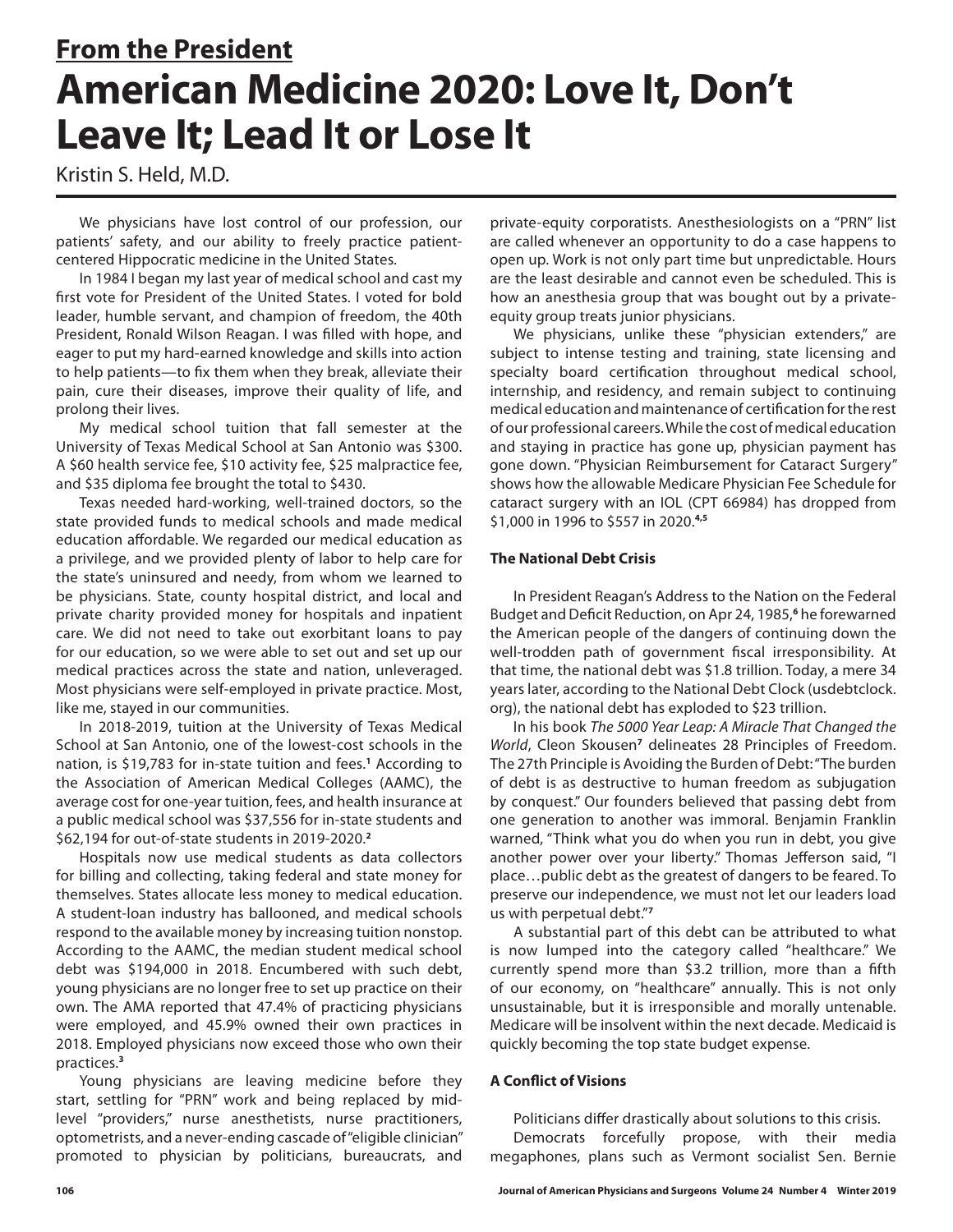## From the President

# American Medicine 2020: Love It, Don't Leave It; Lead It or Lose It

Kristin S. Held, M.D.

We physicians have lost control of our profession, our patients' safety, and our ability to freely practice patient-centered Hippocratic medicine in the United States.

In 1984 I began my last year of medical school and cast my first vote for President of the United States. I voted for bold leader, humble servant, and champion of freedom, the 40th President, Ronald Wilson Reagan. I was filled with hope, and eager to put my hard-earned knowledge and skills into action to help patients—to fix them when they break, alleviate their pain, cure their diseases, improve their quality of life, and prolong their lives.

My medical school tuition that fall semester at the University of Texas Medical School at San Antonio was $300. A $60 health service fee, $10 activity fee, $25 malpractice fee, and $35 diploma fee brought the total to $430.

Texas needed hard-working, well-trained doctors, so the state provided funds to medical schools and made medical education affordable. We regarded our medical education as a privilege, and we provided plenty of labor to help care for the state's uninsured and needy, from whom we learned to be physicians. State, county hospital district, and local and private charity provided money for hospitals and inpatient care. We did not need to take out exorbitant loans to pay for our education, so we were able to set out and set up our medical practices across the state and nation, unleveraged. Most physicians were self-employed in private practice. Most, like me, stayed in our communities.

In 2018-2019, tuition at the University of Texas Medical School at San Antonio, one of the lowest-cost schools in the nation, is $19,783 for in-state tuition and fees.[1] According to the Association of American Medical Colleges (AAMC), the average cost for one-year tuition, fees, and health insurance at a public medical school was $37,556 for in-state students and $62,194 for out-of-state students in 2019-2020.[2]

Hospitals now use medical students as data collectors for billing and collecting, taking federal and state money for themselves. States allocate less money to medical education. A student-loan industry has ballooned, and medical schools respond to the available money by increasing tuition nonstop. According to the AAMC, the median student medical school debt was $194,000 in 2018. Encumbered with such debt, young physicians are no longer free to set up practice on their own. The AMA reported that 47.4% of practicing physicians were employed, and 45.9% owned their own practices in 2018. Employed physicians now exceed those who own their practices.[3]

Young physicians are leaving medicine before they start, settling for "PRN" work and being replaced by mid-level "providers," nurse anesthetists, nurse practitioners, optometrists, and a never-ending cascade of "eligible clinician" promoted to physician by politicians, bureaucrats, and private-equity corporatists. Anesthesiologists on a "PRN" list are called whenever an opportunity to do a case happens to open up. Work is not only part time but unpredictable. Hours are the least desirable and cannot even be scheduled. This is how an anesthesia group that was bought out by a private-equity group treats junior physicians.

We physicians, unlike these "physician extenders," are subject to intense testing and training, state licensing and specialty board certification throughout medical school, internship, and residency, and remain subject to continuing medical education and maintenance of certification for the rest of our professional careers. While the cost of medical education and staying in practice has gone up, physician payment has gone down. "Physician Reimbursement for Cataract Surgery" shows how the allowable Medicare Physician Fee Schedule for cataract surgery with an IOL (CPT 66984) has dropped from $1,000 in 1996 to $557 in 2020.[4,5]

### The National Debt Crisis

In President Reagan's Address to the Nation on the Federal Budget and Deficit Reduction, on Apr 24, 1985,[6] he forewarned the American people of the dangers of continuing down the well-trodden path of government fiscal irresponsibility. At that time, the national debt was $1.8 trillion. Today, a mere 34 years later, according to the National Debt Clock (usdebtclock.org), the national debt has exploded to $23 trillion.

In his book *The 5000 Year Leap: A Miracle That Changed the World*, Cleon Skousen[7] delineates 28 Principles of Freedom. The 27th Principle is Avoiding the Burden of Debt: "The burden of debt is as destructive to human freedom as subjugation by conquest." Our founders believed that passing debt from one generation to another was immoral. Benjamin Franklin warned, "Think what you do when you run in debt, you give another power over your liberty." Thomas Jefferson said, "I place…public debt as the greatest of dangers to be feared. To preserve our independence, we must not let our leaders load us with perpetual debt."[7]

A substantial part of this debt can be attributed to what is now lumped into the category called "healthcare." We currently spend more than $3.2 trillion, more than a fifth of our economy, on "healthcare" annually. This is not only unsustainable, but it is irresponsible and morally untenable. Medicare will be insolvent within the next decade. Medicaid is quickly becoming the top state budget expense.

### A Conflict of Visions

Politicians differ drastically about solutions to this crisis.

Democrats forcefully propose, with their media megaphones, plans such as Vermont socialist Sen. Bernie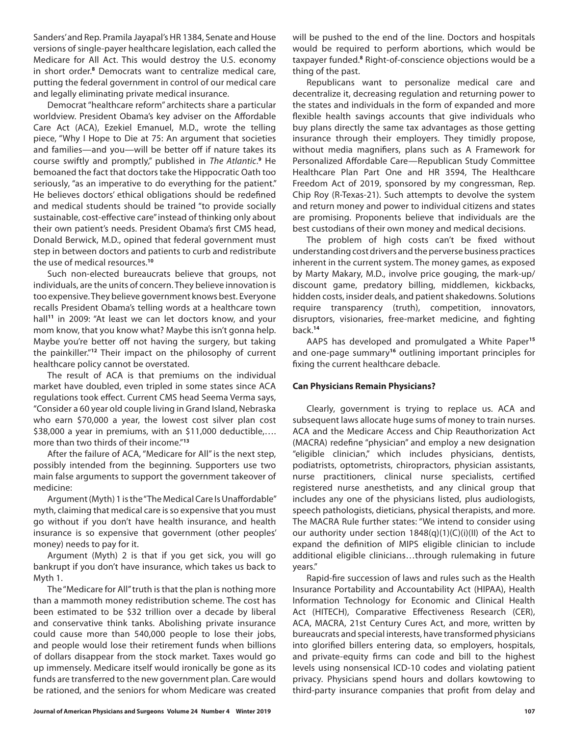Sanders' and Rep. Pramila Jayapal's HR 1384, Senate and House versions of single-payer healthcare legislation, each called the Medicare for All Act. This would destroy the U.S. economy in short order.[8] Democrats want to centralize medical care, putting the federal government in control of our medical care and legally eliminating private medical insurance.

Democrat "healthcare reform" architects share a particular worldview. President Obama's key adviser on the Affordable Care Act (ACA), Ezekiel Emanuel, M.D., wrote the telling piece, "Why I Hope to Die at 75: An argument that societies and families—and you—will be better off if nature takes its course swiftly and promptly," published in *The Atlantic*.[9] He bemoaned the fact that doctors take the Hippocratic Oath too seriously, "as an imperative to do everything for the patient." He believes doctors' ethical obligations should be redefined and medical students should be trained "to provide socially sustainable, cost-effective care" instead of thinking only about their own patient's needs. President Obama's first CMS head, Donald Berwick, M.D., opined that federal government must step in between doctors and patients to curb and redistribute the use of medical resources.[10]

Such non-elected bureaucrats believe that groups, not individuals, are the units of concern. They believe innovation is too expensive. They believe government knows best. Everyone recalls President Obama's telling words at a healthcare town hall[11] in 2009: "At least we can let doctors know, and your mom know, that you know what? Maybe this isn't gonna help. Maybe you're better off not having the surgery, but taking the painkiller."[12] Their impact on the philosophy of current healthcare policy cannot be overstated.

The result of ACA is that premiums on the individual market have doubled, even tripled in some states since ACA regulations took effect. Current CMS head Seema Verma says, "Consider a 60 year old couple living in Grand Island, Nebraska who earn $70,000 a year, the lowest cost silver plan cost $38,000 a year in premiums, with an $11,000 deductible,…. more than two thirds of their income."[13]

After the failure of ACA, "Medicare for All" is the next step, possibly intended from the beginning. Supporters use two main false arguments to support the government takeover of medicine:

Argument (Myth) 1 is the "The Medical Care Is Unaffordable" myth, claiming that medical care is so expensive that you must go without if you don't have health insurance, and health insurance is so expensive that government (other peoples' money) needs to pay for it.

Argument (Myth) 2 is that if you get sick, you will go bankrupt if you don't have insurance, which takes us back to Myth 1.

The "Medicare for All" truth is that the plan is nothing more than a mammoth money redistribution scheme. The cost has been estimated to be $32 trillion over a decade by liberal and conservative think tanks. Abolishing private insurance could cause more than 540,000 people to lose their jobs, and people would lose their retirement funds when billions of dollars disappear from the stock market. Taxes would go up immensely. Medicare itself would ironically be gone as its funds are transferred to the new government plan. Care would be rationed, and the seniors for whom Medicare was created will be pushed to the end of the line. Doctors and hospitals would be required to perform abortions, which would be taxpayer funded.[8] Right-of-conscience objections would be a thing of the past.

Republicans want to personalize medical care and decentralize it, decreasing regulation and returning power to the states and individuals in the form of expanded and more flexible health savings accounts that give individuals who buy plans directly the same tax advantages as those getting insurance through their employers. They timidly propose, without media magnifiers, plans such as A Framework for Personalized Affordable Care—Republican Study Committee Healthcare Plan Part One and HR 3594, The Healthcare Freedom Act of 2019, sponsored by my congressman, Rep. Chip Roy (R-Texas-21). Such attempts to devolve the system and return money and power to individual citizens and states are promising. Proponents believe that individuals are the best custodians of their own money and medical decisions.

The problem of high costs can't be fixed without understanding cost drivers and the perverse business practices inherent in the current system. The money games, as exposed by Marty Makary, M.D., involve price gouging, the mark-up/discount game, predatory billing, middlemen, kickbacks, hidden costs, insider deals, and patient shakedowns. Solutions require transparency (truth), competition, innovators, disruptors, visionaries, free-market medicine, and fighting back.[14]

AAPS has developed and promulgated a White Paper[15] and one-page summary[16] outlining important principles for fixing the current healthcare debacle.

### Can Physicians Remain Physicians?

Clearly, government is trying to replace us. ACA and subsequent laws allocate huge sums of money to train nurses. ACA and the Medicare Access and Chip Reauthorization Act (MACRA) redefine "physician" and employ a new designation "eligible clinician," which includes physicians, dentists, podiatrists, optometrists, chiropractors, physician assistants, nurse practitioners, clinical nurse specialists, certified registered nurse anesthetists, and any clinical group that includes any one of the physicians listed, plus audiologists, speech pathologists, dieticians, physical therapists, and more. The MACRA Rule further states: "We intend to consider using our authority under section 1848(q)(1)(C)(i)(II) of the Act to expand the definition of MIPS eligible clinician to include additional eligible clinicians…through rulemaking in future years."

Rapid-fire succession of laws and rules such as the Health Insurance Portability and Accountability Act (HIPAA), Health Information Technology for Economic and Clinical Health Act (HITECH), Comparative Effectiveness Research (CER), ACA, MACRA, 21st Century Cures Act, and more, written by bureaucrats and special interests, have transformed physicians into glorified billers entering data, so employers, hospitals, and private-equity firms can code and bill to the highest levels using nonsensical ICD-10 codes and violating patient privacy. Physicians spend hours and dollars kowtowing to third-party insurance companies that profit from delay and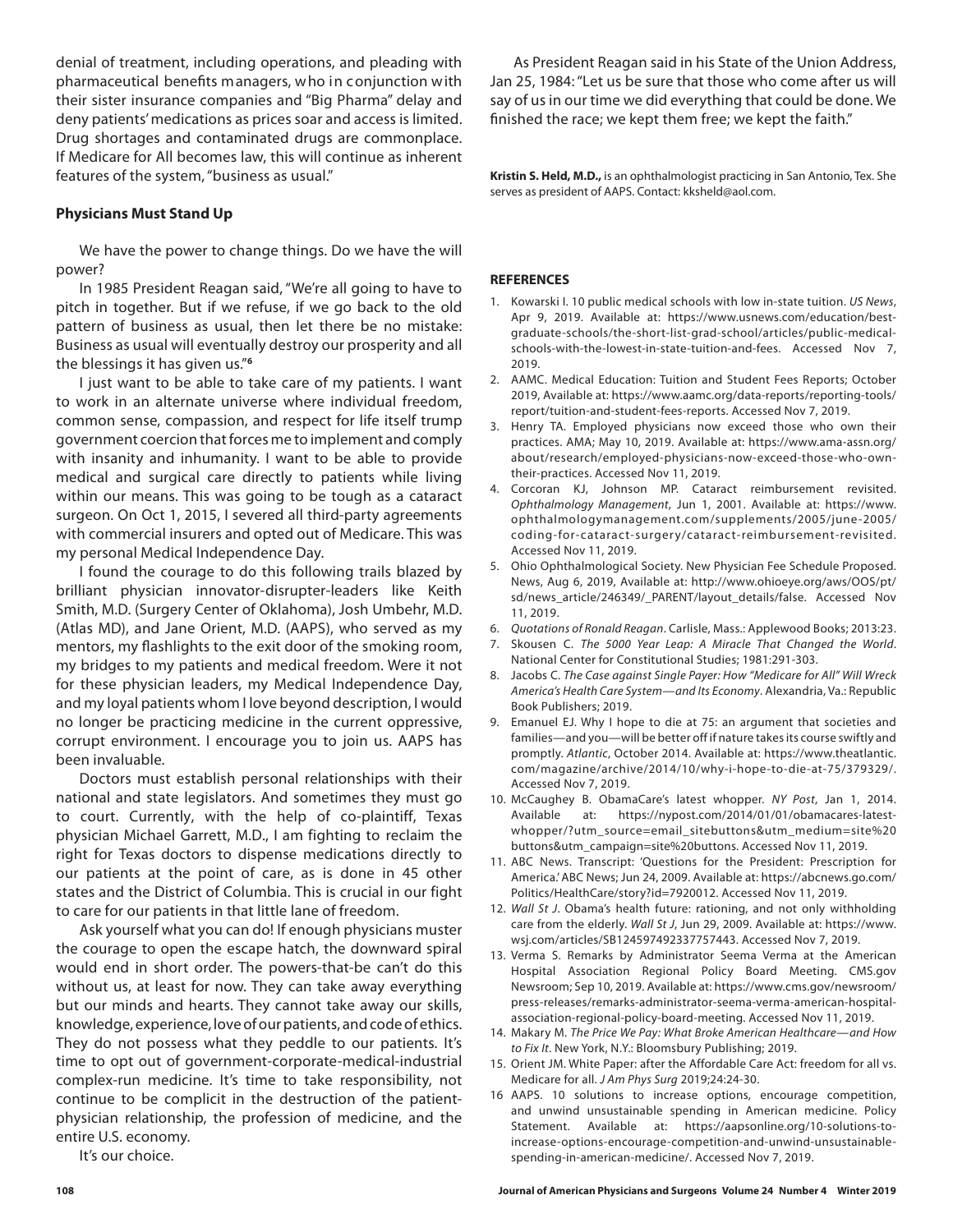denial of treatment, including operations, and pleading with pharmaceutical benefits managers, who in conjunction with their sister insurance companies and "Big Pharma" delay and deny patients' medications as prices soar and access is limited. Drug shortages and contaminated drugs are commonplace. If Medicare for All becomes law, this will continue as inherent features of the system, "business as usual."

### Physicians Must Stand Up

We have the power to change things. Do we have the will power?

In 1985 President Reagan said, "We're all going to have to pitch in together. But if we refuse, if we go back to the old pattern of business as usual, then let there be no mistake: Business as usual will eventually destroy our prosperity and all the blessings it has given us."[6]

I just want to be able to take care of my patients. I want to work in an alternate universe where individual freedom, common sense, compassion, and respect for life itself trump government coercion that forces me to implement and comply with insanity and inhumanity. I want to be able to provide medical and surgical care directly to patients while living within our means. This was going to be tough as a cataract surgeon. On Oct 1, 2015, I severed all third-party agreements with commercial insurers and opted out of Medicare. This was my personal Medical Independence Day.

I found the courage to do this following trails blazed by brilliant physician innovator-disrupter-leaders like Keith Smith, M.D. (Surgery Center of Oklahoma), Josh Umbehr, M.D. (Atlas MD), and Jane Orient, M.D. (AAPS), who served as my mentors, my flashlights to the exit door of the smoking room, my bridges to my patients and medical freedom. Were it not for these physician leaders, my Medical Independence Day, and my loyal patients whom I love beyond description, I would no longer be practicing medicine in the current oppressive, corrupt environment. I encourage you to join us. AAPS has been invaluable.

Doctors must establish personal relationships with their national and state legislators. And sometimes they must go to court. Currently, with the help of co-plaintiff, Texas physician Michael Garrett, M.D., I am fighting to reclaim the right for Texas doctors to dispense medications directly to our patients at the point of care, as is done in 45 other states and the District of Columbia. This is crucial in our fight to care for our patients in that little lane of freedom.

Ask yourself what you can do! If enough physicians muster the courage to open the escape hatch, the downward spiral would end in short order. The powers-that-be can't do this without us, at least for now. They can take away everything but our minds and hearts. They cannot take away our skills, knowledge, experience, love of our patients, and code of ethics. They do not possess what they peddle to our patients. It's time to opt out of government-corporate-medical-industrial complex-run medicine. It's time to take responsibility, not continue to be complicit in the destruction of the patient-physician relationship, the profession of medicine, and the entire U.S. economy.

It's our choice.

As President Reagan said in his State of the Union Address, Jan 25, 1984: "Let us be sure that those who come after us will say of us in our time we did everything that could be done. We finished the race; we kept them free; we kept the faith."

**Kristin S. Held, M.D.,** is an ophthalmologist practicing in San Antonio, Tex. She serves as president of AAPS. Contact: kksheld@aol.com.

### REFERENCES

1. Kowarski I. 10 public medical schools with low in-state tuition. *US News*, Apr 9, 2019. Available at: https://www.usnews.com/education/best-graduate-schools/the-short-list-grad-school/articles/public-medical-schools-with-the-lowest-in-state-tuition-and-fees. Accessed Nov 7, 2019.
2. AAMC. Medical Education: Tuition and Student Fees Reports; October 2019, Available at: https://www.aamc.org/data-reports/reporting-tools/report/tuition-and-student-fees-reports. Accessed Nov 7, 2019.
3. Henry TA. Employed physicians now exceed those who own their practices. AMA; May 10, 2019. Available at: https://www.ama-assn.org/about/research/employed-physicians-now-exceed-those-who-own-their-practices. Accessed Nov 11, 2019.
4. Corcoran KJ, Johnson MP. Cataract reimbursement revisited. *Ophthalmology Management*, Jun 1, 2001. Available at: https://www.ophthalmologymanagement.com/supplements/2005/june-2005/coding-for-cataract-surgery/cataract-reimbursement-revisited. Accessed Nov 11, 2019.
5. Ohio Ophthalmological Society. New Physician Fee Schedule Proposed. News, Aug 6, 2019, Available at: http://www.ohioeye.org/aws/OOS/pt/sd/news_article/246349/_PARENT/layout_details/false. Accessed Nov 11, 2019.
6. *Quotations of Ronald Reagan*. Carlisle, Mass.: Applewood Books; 2013:23.
7. Skousen C. *The 5000 Year Leap: A Miracle That Changed the World*. National Center for Constitutional Studies; 1981:291-303.
8. Jacobs C. *The Case against Single Payer: How "Medicare for All" Will Wreck America's Health Care System—and Its Economy*. Alexandria, Va.: Republic Book Publishers; 2019.
9. Emanuel EJ. Why I hope to die at 75: an argument that societies and families—and you—will be better off if nature takes its course swiftly and promptly. *Atlantic*, October 2014. Available at: https://www.theatlantic.com/magazine/archive/2014/10/why-i-hope-to-die-at-75/379329/. Accessed Nov 7, 2019.
10. McCaughey B. ObamaCare's latest whopper. *NY Post*, Jan 1, 2014. Available at: https://nypost.com/2014/01/01/obamacares-latest-whopper/?utm_source=email_sitebuttons&utm_medium=site%20buttons&utm_campaign=site%20buttons. Accessed Nov 11, 2019.
11. ABC News. Transcript: 'Questions for the President: Prescription for America.' ABC News; Jun 24, 2009. Available at: https://abcnews.go.com/Politics/HealthCare/story?id=7920012. Accessed Nov 11, 2019.
12. *Wall St J*. Obama's health future: rationing, and not only withholding care from the elderly. *Wall St J*, Jun 29, 2009. Available at: https://www.wsj.com/articles/SB124597492337757443. Accessed Nov 7, 2019.
13. Verma S. Remarks by Administrator Seema Verma at the American Hospital Association Regional Policy Board Meeting. CMS.gov Newsroom; Sep 10, 2019. Available at: https://www.cms.gov/newsroom/press-releases/remarks-administrator-seema-verma-american-hospital-association-regional-policy-board-meeting. Accessed Nov 11, 2019.
14. Makary M. *The Price We Pay: What Broke American Healthcare—and How to Fix It*. New York, N.Y.: Bloomsbury Publishing; 2019.
15. Orient JM. White Paper: after the Affordable Care Act: freedom for all vs. Medicare for all. *J Am Phys Surg* 2019;24:24-30.
16. AAPS. 10 solutions to increase options, encourage competition, and unwind unsustainable spending in American medicine. Policy Statement. Available at: https://aapsonline.org/10-solutions-to-increase-options-encourage-competition-and-unwind-unsustainable-spending-in-american-medicine/. Accessed Nov 7, 2019.